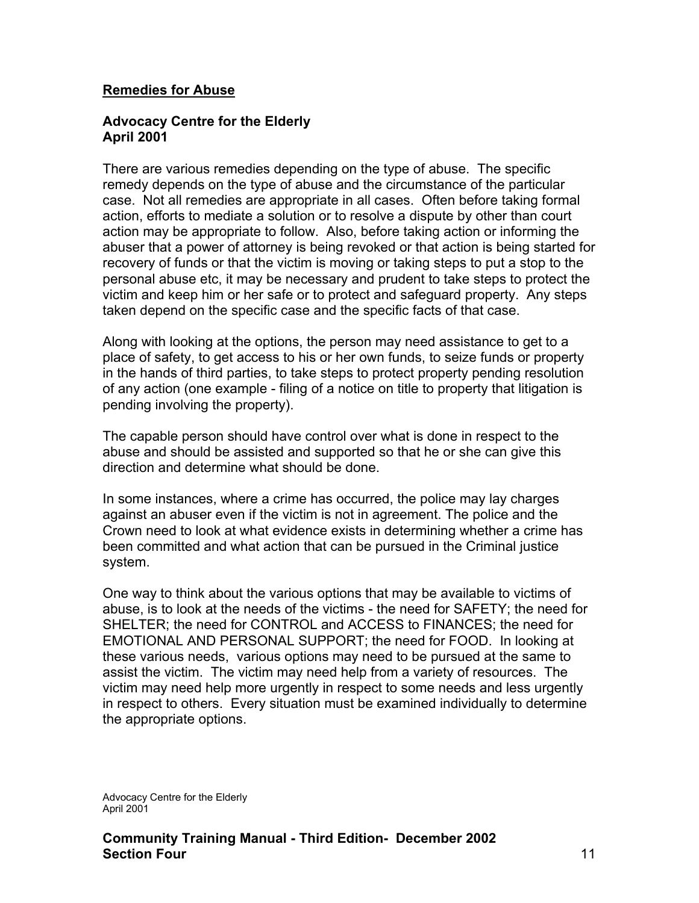## Remedies for Abuse

**Advocacy Centre for the Elderly**
**April 2001**

There are various remedies depending on the type of abuse. The specific remedy depends on the type of abuse and the circumstance of the particular case. Not all remedies are appropriate in all cases. Often before taking formal action, efforts to mediate a solution or to resolve a dispute by other than court action may be appropriate to follow. Also, before taking action or informing the abuser that a power of attorney is being revoked or that action is being started for recovery of funds or that the victim is moving or taking steps to put a stop to the personal abuse etc, it may be necessary and prudent to take steps to protect the victim and keep him or her safe or to protect and safeguard property. Any steps taken depend on the specific case and the specific facts of that case.

Along with looking at the options, the person may need assistance to get to a place of safety, to get access to his or her own funds, to seize funds or property in the hands of third parties, to take steps to protect property pending resolution of any action (one example - filing of a notice on title to property that litigation is pending involving the property).

The capable person should have control over what is done in respect to the abuse and should be assisted and supported so that he or she can give this direction and determine what should be done.

In some instances, where a crime has occurred, the police may lay charges against an abuser even if the victim is not in agreement. The police and the Crown need to look at what evidence exists in determining whether a crime has been committed and what action that can be pursued in the Criminal justice system.

One way to think about the various options that may be available to victims of abuse, is to look at the needs of the victims - the need for SAFETY; the need for SHELTER; the need for CONTROL and ACCESS to FINANCES; the need for EMOTIONAL AND PERSONAL SUPPORT; the need for FOOD. In looking at these various needs, various options may need to be pursued at the same to assist the victim. The victim may need help from a variety of resources. The victim may need help more urgently in respect to some needs and less urgently in respect to others. Every situation must be examined individually to determine the appropriate options.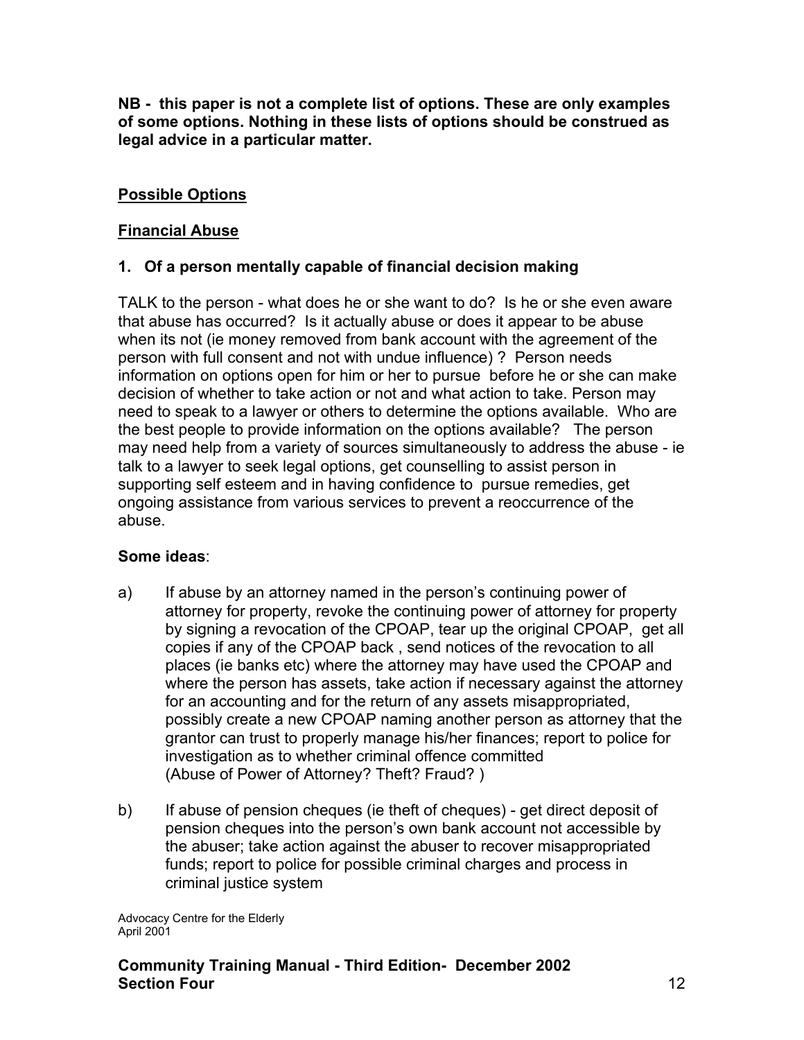**NB - this paper is not a complete list of options. These are only examples of some options. Nothing in these lists of options should be construed as legal advice in a particular matter.**

## Possible Options

## Financial Abuse

### 1. Of a person mentally capable of financial decision making

TALK to the person - what does he or she want to do? Is he or she even aware that abuse has occurred? Is it actually abuse or does it appear to be abuse when its not (ie money removed from bank account with the agreement of the person with full consent and not with undue influence) ? Person needs information on options open for him or her to pursue before he or she can make decision of whether to take action or not and what action to take. Person may need to speak to a lawyer or others to determine the options available. Who are the best people to provide information on the options available? The person may need help from a variety of sources simultaneously to address the abuse - ie talk to a lawyer to seek legal options, get counselling to assist person in supporting self esteem and in having confidence to pursue remedies, get ongoing assistance from various services to prevent a reoccurrence of the abuse.

**Some ideas**:

a) If abuse by an attorney named in the person's continuing power of attorney for property, revoke the continuing power of attorney for property by signing a revocation of the CPOAP, tear up the original CPOAP, get all copies if any of the CPOAP back , send notices of the revocation to all places (ie banks etc) where the attorney may have used the CPOAP and where the person has assets, take action if necessary against the attorney for an accounting and for the return of any assets misappropriated, possibly create a new CPOAP naming another person as attorney that the grantor can trust to properly manage his/her finances; report to police for investigation as to whether criminal offence committed (Abuse of Power of Attorney? Theft? Fraud? )

b) If abuse of pension cheques (ie theft of cheques) - get direct deposit of pension cheques into the person's own bank account not accessible by the abuser; take action against the abuser to recover misappropriated funds; report to police for possible criminal charges and process in criminal justice system

Advocacy Centre for the Elderly
April 2001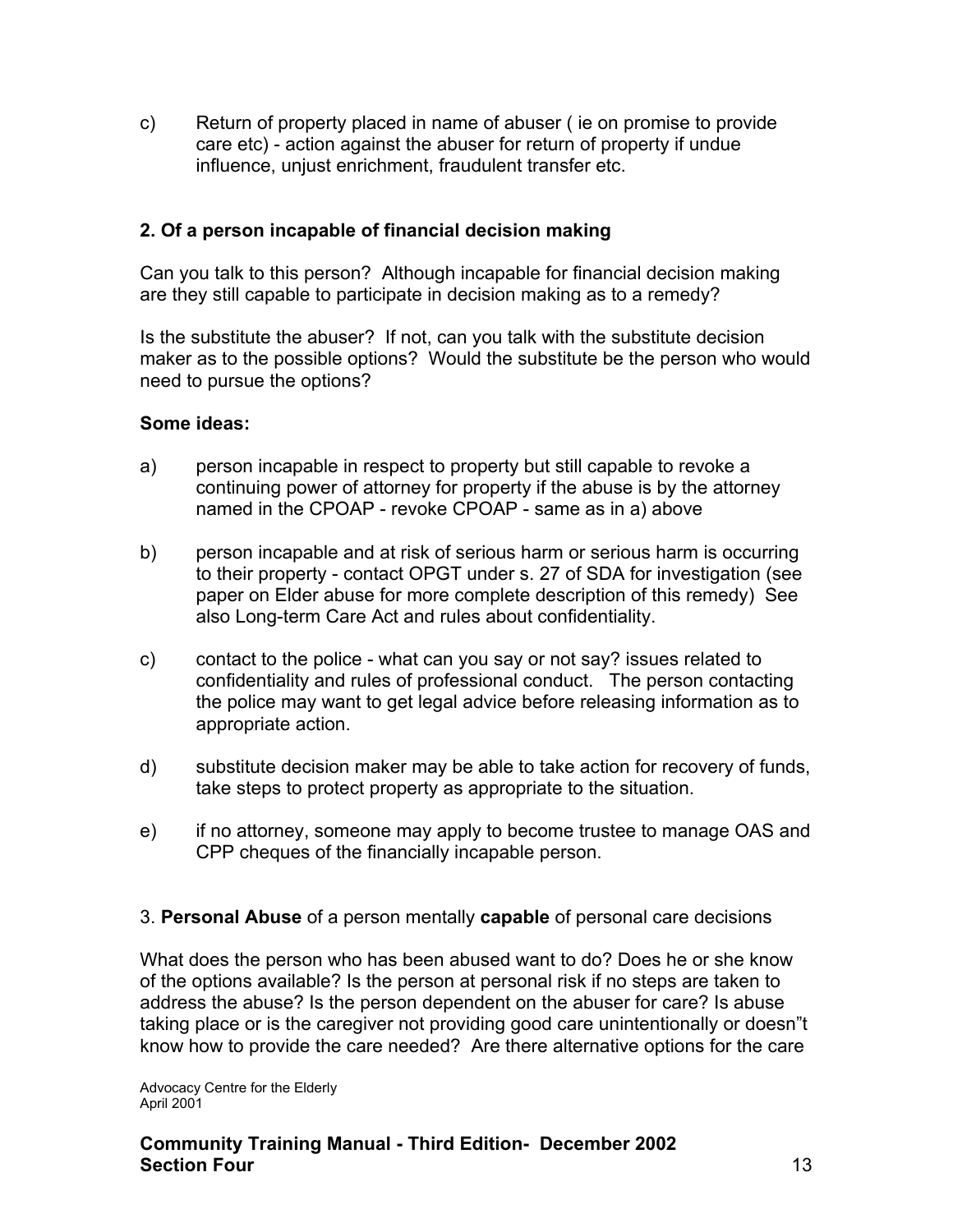c) Return of property placed in name of abuser ( ie on promise to provide care etc) - action against the abuser for return of property if undue influence, unjust enrichment, fraudulent transfer etc.

**2. Of a person incapable of financial decision making**

Can you talk to this person? Although incapable for financial decision making are they still capable to participate in decision making as to a remedy?

Is the substitute the abuser? If not, can you talk with the substitute decision maker as to the possible options? Would the substitute be the person who would need to pursue the options?

**Some ideas:**

a) person incapable in respect to property but still capable to revoke a continuing power of attorney for property if the abuse is by the attorney named in the CPOAP - revoke CPOAP - same as in a) above

b) person incapable and at risk of serious harm or serious harm is occurring to their property - contact OPGT under s. 27 of SDA for investigation (see paper on Elder abuse for more complete description of this remedy) See also Long-term Care Act and rules about confidentiality.

c) contact to the police - what can you say or not say? issues related to confidentiality and rules of professional conduct. The person contacting the police may want to get legal advice before releasing information as to appropriate action.

d) substitute decision maker may be able to take action for recovery of funds, take steps to protect property as appropriate to the situation.

e) if no attorney, someone may apply to become trustee to manage OAS and CPP cheques of the financially incapable person.

3. **Personal Abuse** of a person mentally **capable** of personal care decisions

What does the person who has been abused want to do? Does he or she know of the options available? Is the person at personal risk if no steps are taken to address the abuse? Is the person dependent on the abuser for care? Is abuse taking place or is the caregiver not providing good care unintentionally or doesn"t know how to provide the care needed? Are there alternative options for the care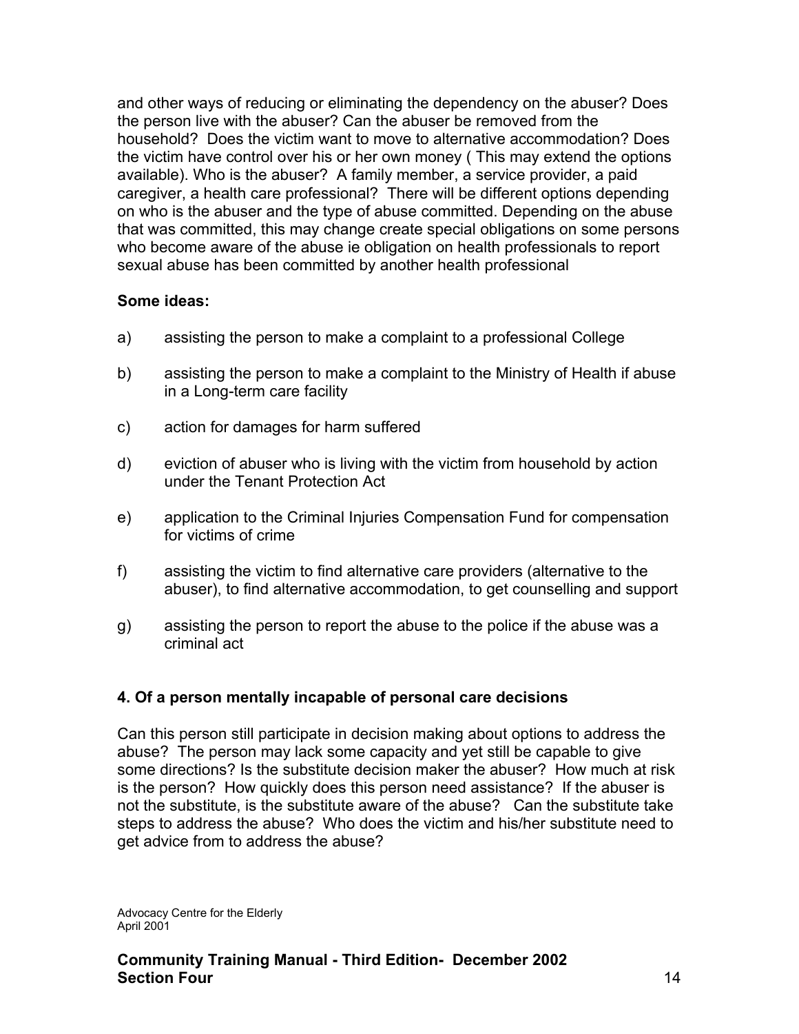and other ways of reducing or eliminating the dependency on the abuser? Does the person live with the abuser? Can the abuser be removed from the household? Does the victim want to move to alternative accommodation? Does the victim have control over his or her own money ( This may extend the options available). Who is the abuser? A family member, a service provider, a paid caregiver, a health care professional? There will be different options depending on who is the abuser and the type of abuse committed. Depending on the abuse that was committed, this may change create special obligations on some persons who become aware of the abuse ie obligation on health professionals to report sexual abuse has been committed by another health professional

**Some ideas:**

a) assisting the person to make a complaint to a professional College

b) assisting the person to make a complaint to the Ministry of Health if abuse in a Long-term care facility

c) action for damages for harm suffered

d) eviction of abuser who is living with the victim from household by action under the Tenant Protection Act

e) application to the Criminal Injuries Compensation Fund for compensation for victims of crime

f) assisting the victim to find alternative care providers (alternative to the abuser), to find alternative accommodation, to get counselling and support

g) assisting the person to report the abuse to the police if the abuse was a criminal act

### 4. Of a person mentally incapable of personal care decisions

Can this person still participate in decision making about options to address the abuse? The person may lack some capacity and yet still be capable to give some directions? Is the substitute decision maker the abuser? How much at risk is the person? How quickly does this person need assistance? If the abuser is not the substitute, is the substitute aware of the abuse? Can the substitute take steps to address the abuse? Who does the victim and his/her substitute need to get advice from to address the abuse?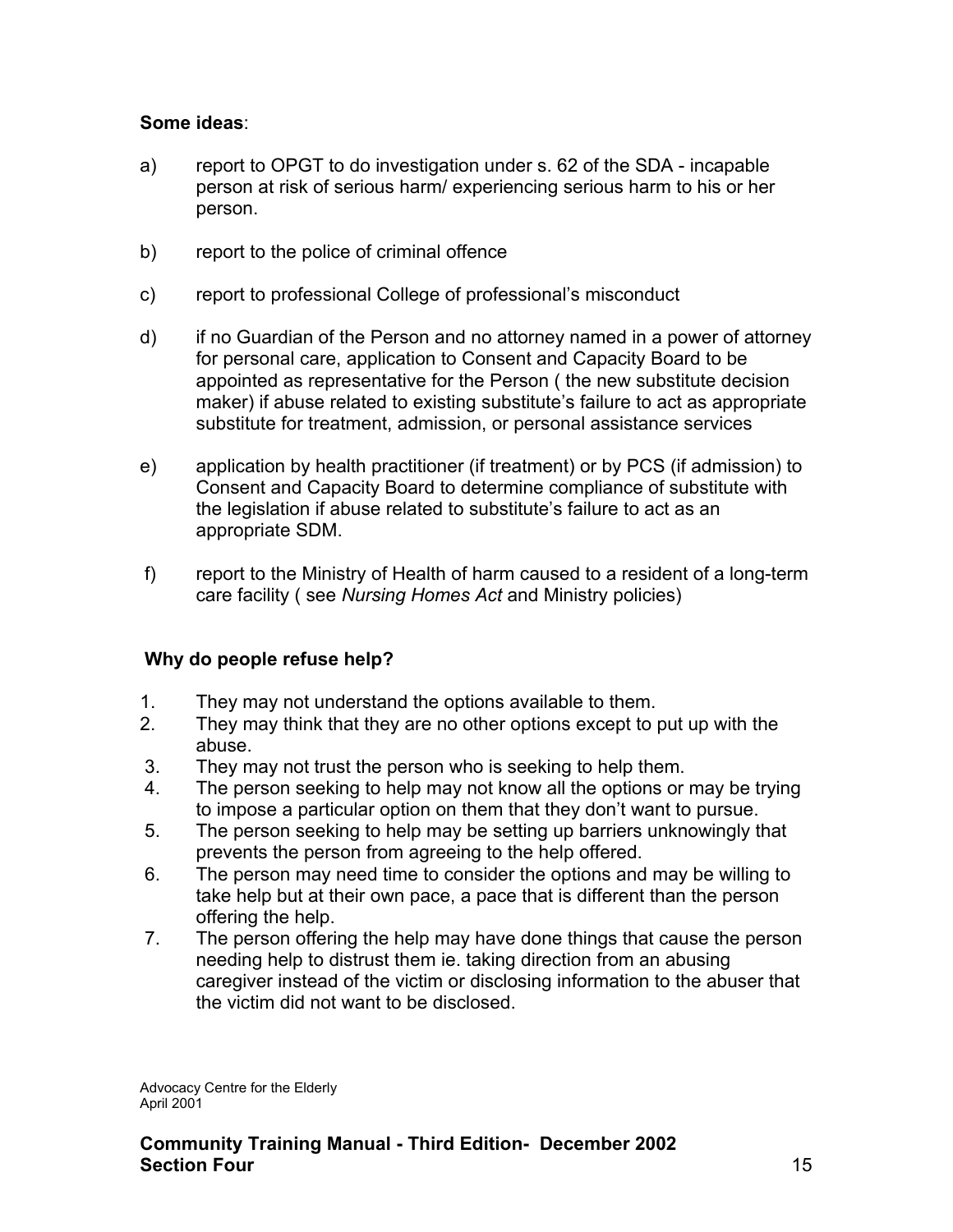**Some ideas**:

a) report to OPGT to do investigation under s. 62 of the SDA - incapable person at risk of serious harm/ experiencing serious harm to his or her person.

b) report to the police of criminal offence

c) report to professional College of professional's misconduct

d) if no Guardian of the Person and no attorney named in a power of attorney for personal care, application to Consent and Capacity Board to be appointed as representative for the Person ( the new substitute decision maker) if abuse related to existing substitute's failure to act as appropriate substitute for treatment, admission, or personal assistance services

e) application by health practitioner (if treatment) or by PCS (if admission) to Consent and Capacity Board to determine compliance of substitute with the legislation if abuse related to substitute's failure to act as an appropriate SDM.

f) report to the Ministry of Health of harm caused to a resident of a long-term care facility ( see *Nursing Homes Act* and Ministry policies)

**Why do people refuse help?**

1. They may not understand the options available to them.
2. They may think that they are no other options except to put up with the abuse.
3. They may not trust the person who is seeking to help them.
4. The person seeking to help may not know all the options or may be trying to impose a particular option on them that they don't want to pursue.
5. The person seeking to help may be setting up barriers unknowingly that prevents the person from agreeing to the help offered.
6. The person may need time to consider the options and may be willing to take help but at their own pace, a pace that is different than the person offering the help.
7. The person offering the help may have done things that cause the person needing help to distrust them ie. taking direction from an abusing caregiver instead of the victim or disclosing information to the abuser that the victim did not want to be disclosed.

Advocacy Centre for the Elderly
April 2001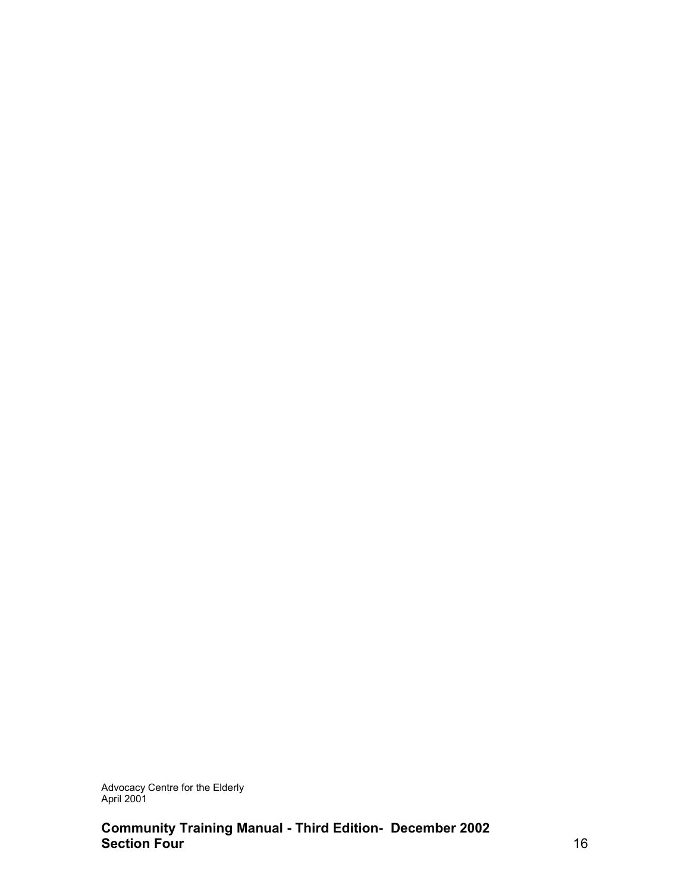Advocacy Centre for the Elderly
April 2001